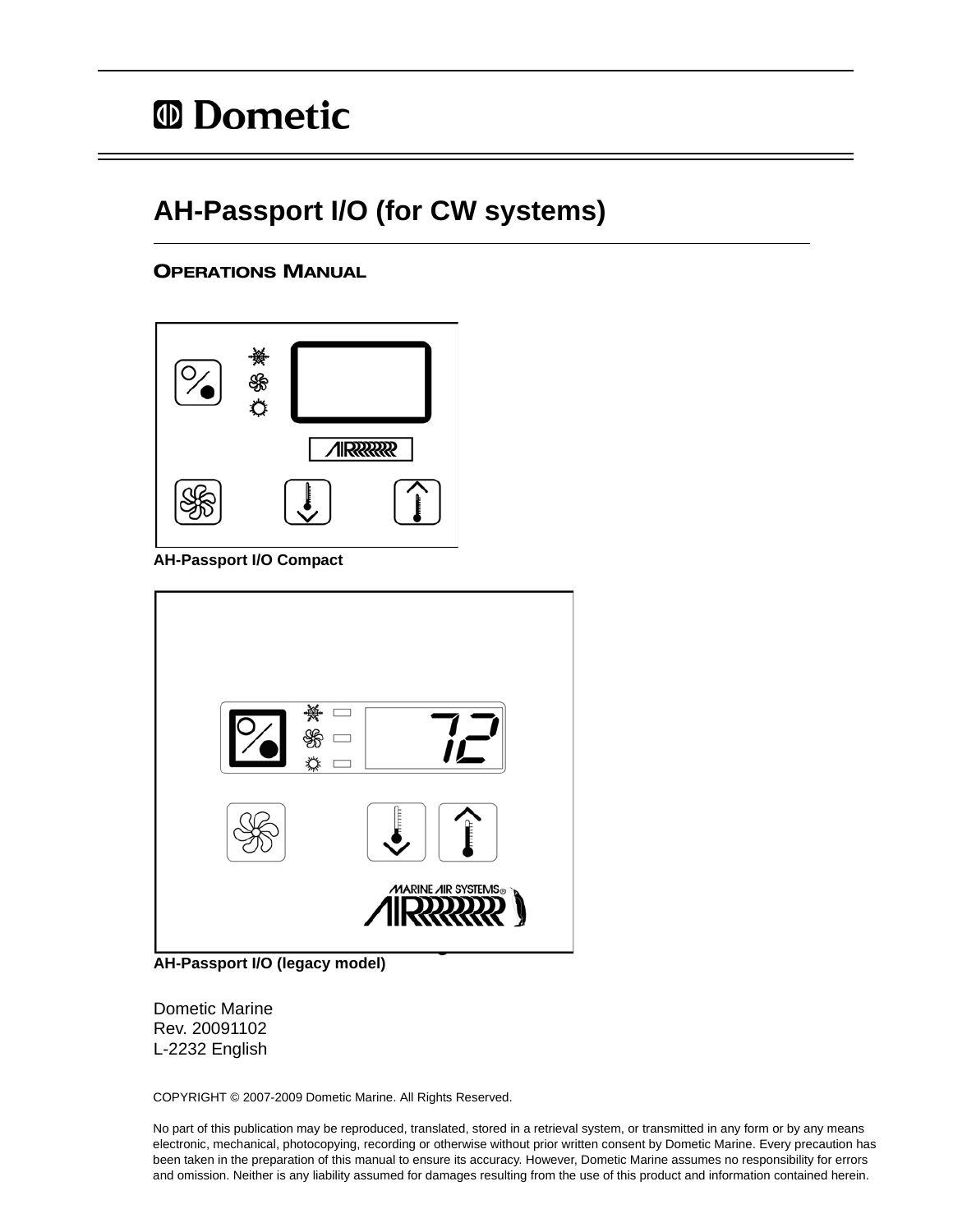Dometic

# AH-Passport I/O (for CW systems)

## Operations Manual

AH-Passport I/O Compact

AH-Passport I/O (legacy model)

Dometic Marine
Rev. 20091102
L-2232 English

COPYRIGHT © 2007-2009 Dometic Marine. All Rights Reserved.

No part of this publication may be reproduced, translated, stored in a retrieval system, or transmitted in any form or by any means electronic, mechanical, photocopying, recording or otherwise without prior written consent by Dometic Marine. Every precaution has been taken in the preparation of this manual to ensure its accuracy. However, Dometic Marine assumes no responsibility for errors and omission. Neither is any liability assumed for damages resulting from the use of this product and information contained herein.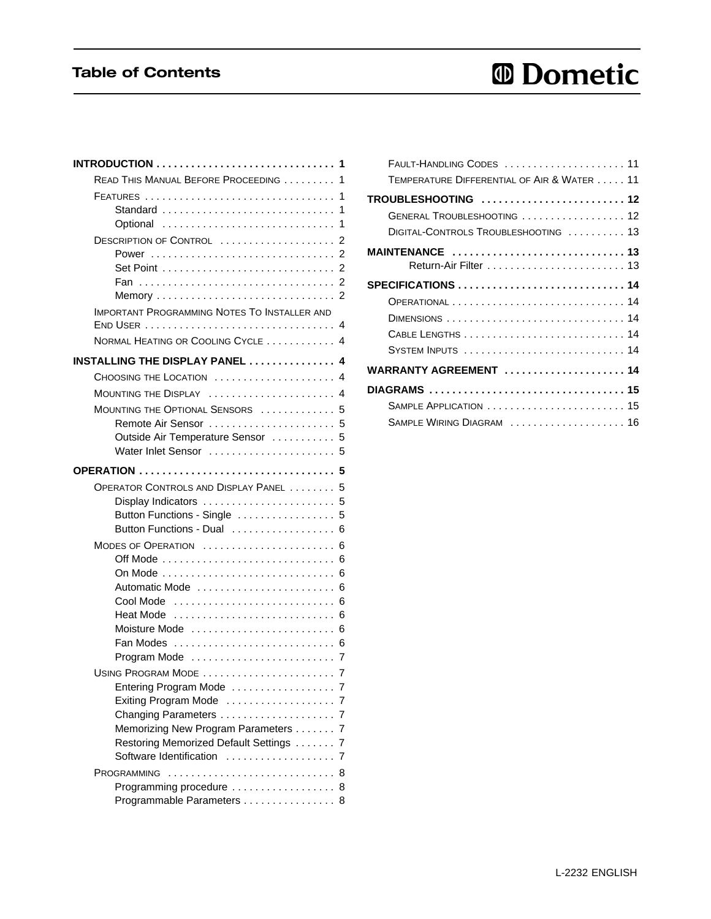# Table of Contents

**INTRODUCTION** . . . . . . . . . . . . . . . . . . . . . . . . . . . . . . 1
- READ THIS MANUAL BEFORE PROCEEDING . . . . . . . . . 1
- FEATURES . . . . . . . . . . . . . . . . . . . . . . . . . . . . . . . . 1
  - Standard . . . . . . . . . . . . . . . . . . . . . . . . . . . . . 1
  - Optional . . . . . . . . . . . . . . . . . . . . . . . . . . . . . 1
- DESCRIPTION OF CONTROL . . . . . . . . . . . . . . . . . . . 2
  - Power . . . . . . . . . . . . . . . . . . . . . . . . . . . . . . . 2
  - Set Point . . . . . . . . . . . . . . . . . . . . . . . . . . . . 2
  - Fan . . . . . . . . . . . . . . . . . . . . . . . . . . . . . . . . 2
  - Memory . . . . . . . . . . . . . . . . . . . . . . . . . . . . . 2
- IMPORTANT PROGRAMMING NOTES TO INSTALLER AND END USER . . . . . . . . . . . . . . . . . . . . . . . . . . . . . . . . 4
- NORMAL HEATING OR COOLING CYCLE . . . . . . . . . . . 4

**INSTALLING THE DISPLAY PANEL** . . . . . . . . . . . . . . . 4
- CHOOSING THE LOCATION . . . . . . . . . . . . . . . . . . . . 4
- MOUNTING THE DISPLAY . . . . . . . . . . . . . . . . . . . . . 4
- MOUNTING THE OPTIONAL SENSORS . . . . . . . . . . . . 5
  - Remote Air Sensor . . . . . . . . . . . . . . . . . . . . . 5
  - Outside Air Temperature Sensor . . . . . . . . . . . 5
  - Water Inlet Sensor . . . . . . . . . . . . . . . . . . . . . 5

**OPERATION** . . . . . . . . . . . . . . . . . . . . . . . . . . . . . . . . . 5
- OPERATOR CONTROLS AND DISPLAY PANEL . . . . . . . . 5
  - Display Indicators . . . . . . . . . . . . . . . . . . . . . . 5
  - Button Functions - Single . . . . . . . . . . . . . . . . 5
  - Button Functions - Dual . . . . . . . . . . . . . . . . . 6
- MODES OF OPERATION . . . . . . . . . . . . . . . . . . . . . . 6
  - Off Mode . . . . . . . . . . . . . . . . . . . . . . . . . . . . . 6
  - On Mode . . . . . . . . . . . . . . . . . . . . . . . . . . . . . 6
  - Automatic Mode . . . . . . . . . . . . . . . . . . . . . . . 6
  - Cool Mode . . . . . . . . . . . . . . . . . . . . . . . . . . . 6
  - Heat Mode . . . . . . . . . . . . . . . . . . . . . . . . . . . 6
  - Moisture Mode . . . . . . . . . . . . . . . . . . . . . . . . 6
  - Fan Modes . . . . . . . . . . . . . . . . . . . . . . . . . . . 6
  - Program Mode . . . . . . . . . . . . . . . . . . . . . . . . 7
- USING PROGRAM MODE . . . . . . . . . . . . . . . . . . . . . . 7
  - Entering Program Mode . . . . . . . . . . . . . . . . . 7
  - Exiting Program Mode . . . . . . . . . . . . . . . . . . 7
  - Changing Parameters . . . . . . . . . . . . . . . . . . . 7
  - Memorizing New Program Parameters . . . . . . . 7
  - Restoring Memorized Default Settings . . . . . . . 7
  - Software Identification . . . . . . . . . . . . . . . . . . 7
- PROGRAMMING . . . . . . . . . . . . . . . . . . . . . . . . . . . . 8
  - Programming procedure . . . . . . . . . . . . . . . . . 8
  - Programmable Parameters . . . . . . . . . . . . . . . . 8
- FAULT-HANDLING CODES . . . . . . . . . . . . . . . . . . . . 11
- TEMPERATURE DIFFERENTIAL OF AIR & WATER . . . . . 11

**TROUBLESHOOTING** . . . . . . . . . . . . . . . . . . . . . . . . . 12
- GENERAL TROUBLESHOOTING . . . . . . . . . . . . . . . . . 12
- DIGITAL-CONTROLS TROUBLESHOOTING . . . . . . . . . . 13

**MAINTENANCE** . . . . . . . . . . . . . . . . . . . . . . . . . . . . . 13
  - Return-Air Filter . . . . . . . . . . . . . . . . . . . . . . . 13

**SPECIFICATIONS** . . . . . . . . . . . . . . . . . . . . . . . . . . . 14
- OPERATIONAL . . . . . . . . . . . . . . . . . . . . . . . . . . . . . 14
- DIMENSIONS . . . . . . . . . . . . . . . . . . . . . . . . . . . . . . 14
- CABLE LENGTHS . . . . . . . . . . . . . . . . . . . . . . . . . . . 14
- SYSTEM INPUTS . . . . . . . . . . . . . . . . . . . . . . . . . . . 14

**WARRANTY AGREEMENT** . . . . . . . . . . . . . . . . . . . . 14

**DIAGRAMS** . . . . . . . . . . . . . . . . . . . . . . . . . . . . . . . . 15
- SAMPLE APPLICATION . . . . . . . . . . . . . . . . . . . . . . . 15
- SAMPLE WIRING DIAGRAM . . . . . . . . . . . . . . . . . . . 16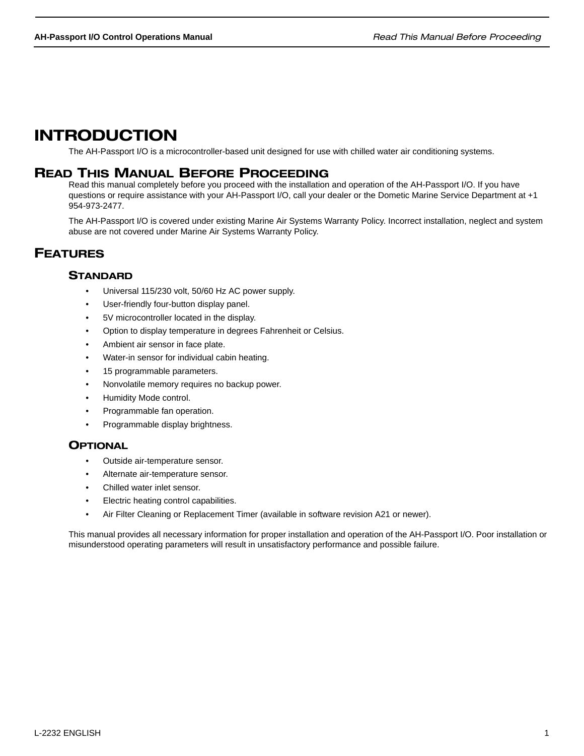# INTRODUCTION

The AH-Passport I/O is a microcontroller-based unit designed for use with chilled water air conditioning systems.

# READ THIS MANUAL BEFORE PROCEEDING

Read this manual completely before you proceed with the installation and operation of the AH-Passport I/O. If you have questions or require assistance with your AH-Passport I/O, call your dealer or the Dometic Marine Service Department at +1 954-973-2477.

The AH-Passport I/O is covered under existing Marine Air Systems Warranty Policy. Incorrect installation, neglect and system abuse are not covered under Marine Air Systems Warranty Policy.

# FEATURES

## STANDARD

- Universal 115/230 volt, 50/60 Hz AC power supply.
- User-friendly four-button display panel.
- 5V microcontroller located in the display.
- Option to display temperature in degrees Fahrenheit or Celsius.
- Ambient air sensor in face plate.
- Water-in sensor for individual cabin heating.
- 15 programmable parameters.
- Nonvolatile memory requires no backup power.
- Humidity Mode control.
- Programmable fan operation.
- Programmable display brightness.

## OPTIONAL

- Outside air-temperature sensor.
- Alternate air-temperature sensor.
- Chilled water inlet sensor.
- Electric heating control capabilities.
- Air Filter Cleaning or Replacement Timer (available in software revision A21 or newer).

This manual provides all necessary information for proper installation and operation of the AH-Passport I/O. Poor installation or misunderstood operating parameters will result in unsatisfactory performance and possible failure.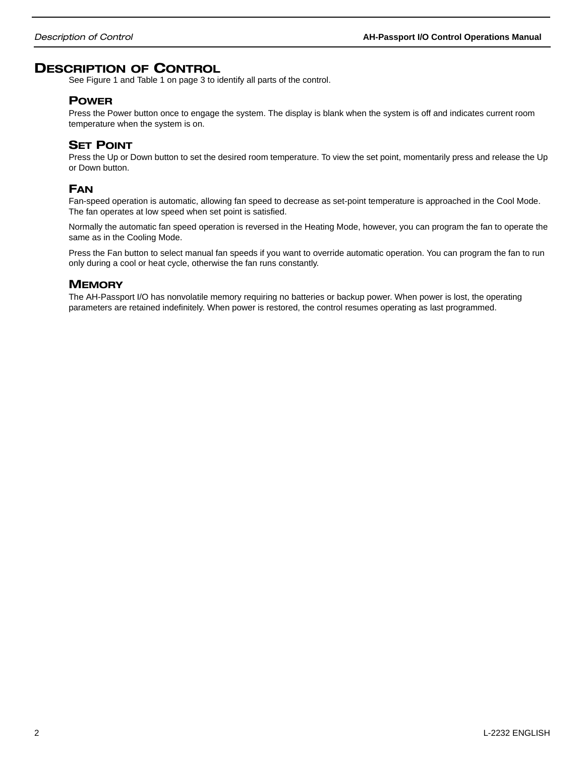# Description of Control

See Figure 1 and Table 1 on page 3 to identify all parts of the control.

## Power

Press the Power button once to engage the system. The display is blank when the system is off and indicates current room temperature when the system is on.

## Set Point

Press the Up or Down button to set the desired room temperature. To view the set point, momentarily press and release the Up or Down button.

## Fan

Fan-speed operation is automatic, allowing fan speed to decrease as set-point temperature is approached in the Cool Mode. The fan operates at low speed when set point is satisfied.

Normally the automatic fan speed operation is reversed in the Heating Mode, however, you can program the fan to operate the same as in the Cooling Mode.

Press the Fan button to select manual fan speeds if you want to override automatic operation. You can program the fan to run only during a cool or heat cycle, otherwise the fan runs constantly.

## Memory

The AH-Passport I/O has nonvolatile memory requiring no batteries or backup power. When power is lost, the operating parameters are retained indefinitely. When power is restored, the control resumes operating as last programmed.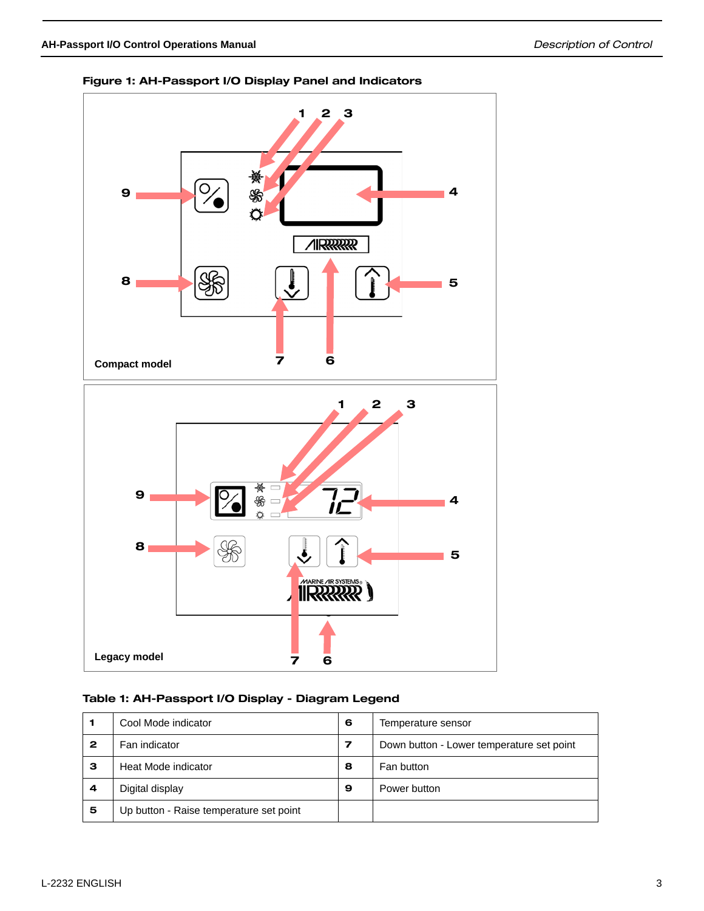**Figure 1: AH-Passport I/O Display Panel and Indicators**

Compact model

Legacy model

**Table 1: AH-Passport I/O Display - Diagram Legend**

| | | | |
|---|---|---|---|
| **1** | Cool Mode indicator | **6** | Temperature sensor |
| **2** | Fan indicator | **7** | Down button - Lower temperature set point |
| **3** | Heat Mode indicator | **8** | Fan button |
| **4** | Digital display | **9** | Power button |
| **5** | Up button - Raise temperature set point | | |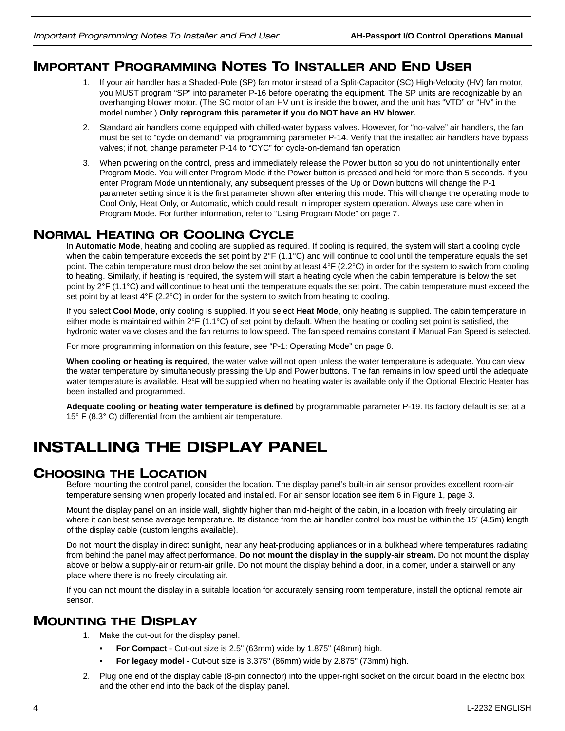## IMPORTANT PROGRAMMING NOTES TO INSTALLER AND END USER

1. If your air handler has a Shaded-Pole (SP) fan motor instead of a Split-Capacitor (SC) High-Velocity (HV) fan motor, you MUST program “SP” into parameter P-16 before operating the equipment. The SP units are recognizable by an overhanging blower motor. (The SC motor of an HV unit is inside the blower, and the unit has “VTD” or “HV” in the model number.) **Only reprogram this parameter if you do NOT have an HV blower.**
2. Standard air handlers come equipped with chilled-water bypass valves. However, for “no-valve” air handlers, the fan must be set to “cycle on demand” via programming parameter P-14. Verify that the installed air handlers have bypass valves; if not, change parameter P-14 to “CYC” for cycle-on-demand fan operation
3. When powering on the control, press and immediately release the Power button so you do not unintentionally enter Program Mode. You will enter Program Mode if the Power button is pressed and held for more than 5 seconds. If you enter Program Mode unintentionally, any subsequent presses of the Up or Down buttons will change the P-1 parameter setting since it is the first parameter shown after entering this mode. This will change the operating mode to Cool Only, Heat Only, or Automatic, which could result in improper system operation. Always use care when in Program Mode. For further information, refer to “Using Program Mode” on page 7.

## NORMAL HEATING OR COOLING CYCLE

In **Automatic Mode**, heating and cooling are supplied as required. If cooling is required, the system will start a cooling cycle when the cabin temperature exceeds the set point by 2°F (1.1°C) and will continue to cool until the temperature equals the set point. The cabin temperature must drop below the set point by at least 4°F (2.2°C) in order for the system to switch from cooling to heating. Similarly, if heating is required, the system will start a heating cycle when the cabin temperature is below the set point by 2°F (1.1°C) and will continue to heat until the temperature equals the set point. The cabin temperature must exceed the set point by at least 4°F (2.2°C) in order for the system to switch from heating to cooling.

If you select **Cool Mode**, only cooling is supplied. If you select **Heat Mode**, only heating is supplied. The cabin temperature in either mode is maintained within 2°F (1.1°C) of set point by default. When the heating or cooling set point is satisfied, the hydronic water valve closes and the fan returns to low speed. The fan speed remains constant if Manual Fan Speed is selected.

For more programming information on this feature, see “P-1: Operating Mode” on page 8.

**When cooling or heating is required**, the water valve will not open unless the water temperature is adequate. You can view the water temperature by simultaneously pressing the Up and Power buttons. The fan remains in low speed until the adequate water temperature is available. Heat will be supplied when no heating water is available only if the Optional Electric Heater has been installed and programmed.

**Adequate cooling or heating water temperature is defined** by programmable parameter P-19. Its factory default is set at a 15° F (8.3° C) differential from the ambient air temperature.

# INSTALLING THE DISPLAY PANEL

## CHOOSING THE LOCATION

Before mounting the control panel, consider the location. The display panel’s built-in air sensor provides excellent room-air temperature sensing when properly located and installed. For air sensor location see item 6 in Figure 1, page 3.

Mount the display panel on an inside wall, slightly higher than mid-height of the cabin, in a location with freely circulating air where it can best sense average temperature. Its distance from the air handler control box must be within the 15’ (4.5m) length of the display cable (custom lengths available).

Do not mount the display in direct sunlight, near any heat-producing appliances or in a bulkhead where temperatures radiating from behind the panel may affect performance. **Do not mount the display in the supply-air stream.** Do not mount the display above or below a supply-air or return-air grille. Do not mount the display behind a door, in a corner, under a stairwell or any place where there is no freely circulating air.

If you can not mount the display in a suitable location for accurately sensing room temperature, install the optional remote air sensor.

## MOUNTING THE DISPLAY

1. Make the cut-out for the display panel.
   - **For Compact** - Cut-out size is 2.5" (63mm) wide by 1.875" (48mm) high.
   - **For legacy model** - Cut-out size is 3.375" (86mm) wide by 2.875" (73mm) high.
2. Plug one end of the display cable (8-pin connector) into the upper-right socket on the circuit board in the electric box and the other end into the back of the display panel.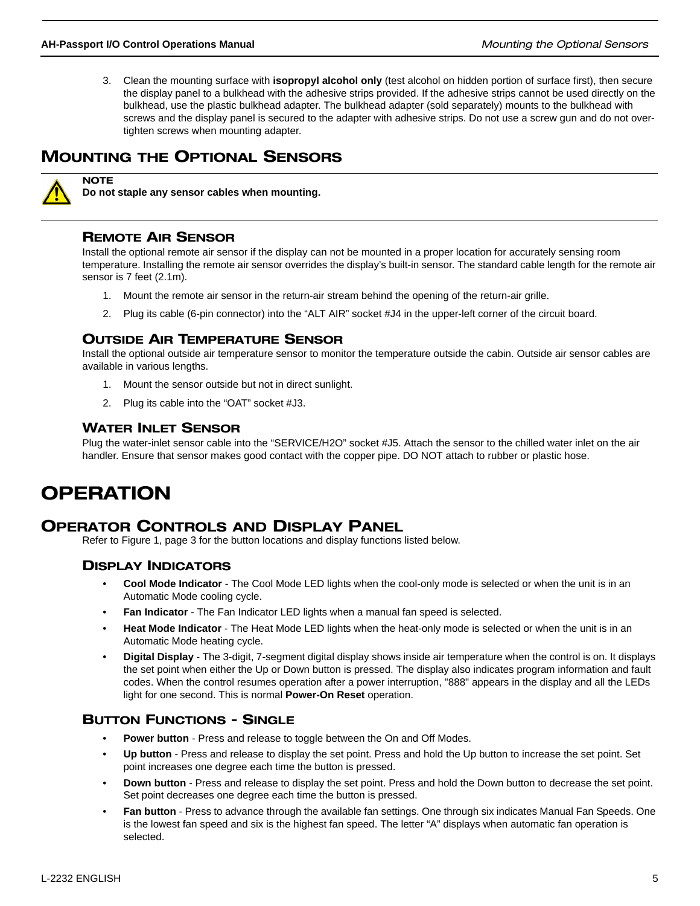3. Clean the mounting surface with **isopropyl alcohol only** (test alcohol on hidden portion of surface first), then secure the display panel to a bulkhead with the adhesive strips provided. If the adhesive strips cannot be used directly on the bulkhead, use the plastic bulkhead adapter. The bulkhead adapter (sold separately) mounts to the bulkhead with screws and the display panel is secured to the adapter with adhesive strips. Do not use a screw gun and do not over-tighten screws when mounting adapter.

## Mounting the Optional Sensors

**NOTE**
**Do not staple any sensor cables when mounting.**

### Remote Air Sensor

Install the optional remote air sensor if the display can not be mounted in a proper location for accurately sensing room temperature. Installing the remote air sensor overrides the display's built-in sensor. The standard cable length for the remote air sensor is 7 feet (2.1m).

1. Mount the remote air sensor in the return-air stream behind the opening of the return-air grille.
2. Plug its cable (6-pin connector) into the “ALT AIR” socket #J4 in the upper-left corner of the circuit board.

### Outside Air Temperature Sensor

Install the optional outside air temperature sensor to monitor the temperature outside the cabin. Outside air sensor cables are available in various lengths.

1. Mount the sensor outside but not in direct sunlight.
2. Plug its cable into the “OAT” socket #J3.

### Water Inlet Sensor

Plug the water-inlet sensor cable into the “SERVICE/H2O” socket #J5. Attach the sensor to the chilled water inlet on the air handler. Ensure that sensor makes good contact with the copper pipe. DO NOT attach to rubber or plastic hose.

# Operation

## Operator Controls and Display Panel

Refer to Figure 1, page 3 for the button locations and display functions listed below.

### Display Indicators

- **Cool Mode Indicator** - The Cool Mode LED lights when the cool-only mode is selected or when the unit is in an Automatic Mode cooling cycle.
- **Fan Indicator** - The Fan Indicator LED lights when a manual fan speed is selected.
- **Heat Mode Indicator** - The Heat Mode LED lights when the heat-only mode is selected or when the unit is in an Automatic Mode heating cycle.
- **Digital Display** - The 3-digit, 7-segment digital display shows inside air temperature when the control is on. It displays the set point when either the Up or Down button is pressed. The display also indicates program information and fault codes. When the control resumes operation after a power interruption, "888" appears in the display and all the LEDs light for one second. This is normal **Power-On Reset** operation.

### Button Functions - Single

- **Power button** - Press and release to toggle between the On and Off Modes.
- **Up button** - Press and release to display the set point. Press and hold the Up button to increase the set point. Set point increases one degree each time the button is pressed.
- **Down button** - Press and release to display the set point. Press and hold the Down button to decrease the set point. Set point decreases one degree each time the button is pressed.
- **Fan button** - Press to advance through the available fan settings. One through six indicates Manual Fan Speeds. One is the lowest fan speed and six is the highest fan speed. The letter “A” displays when automatic fan operation is selected.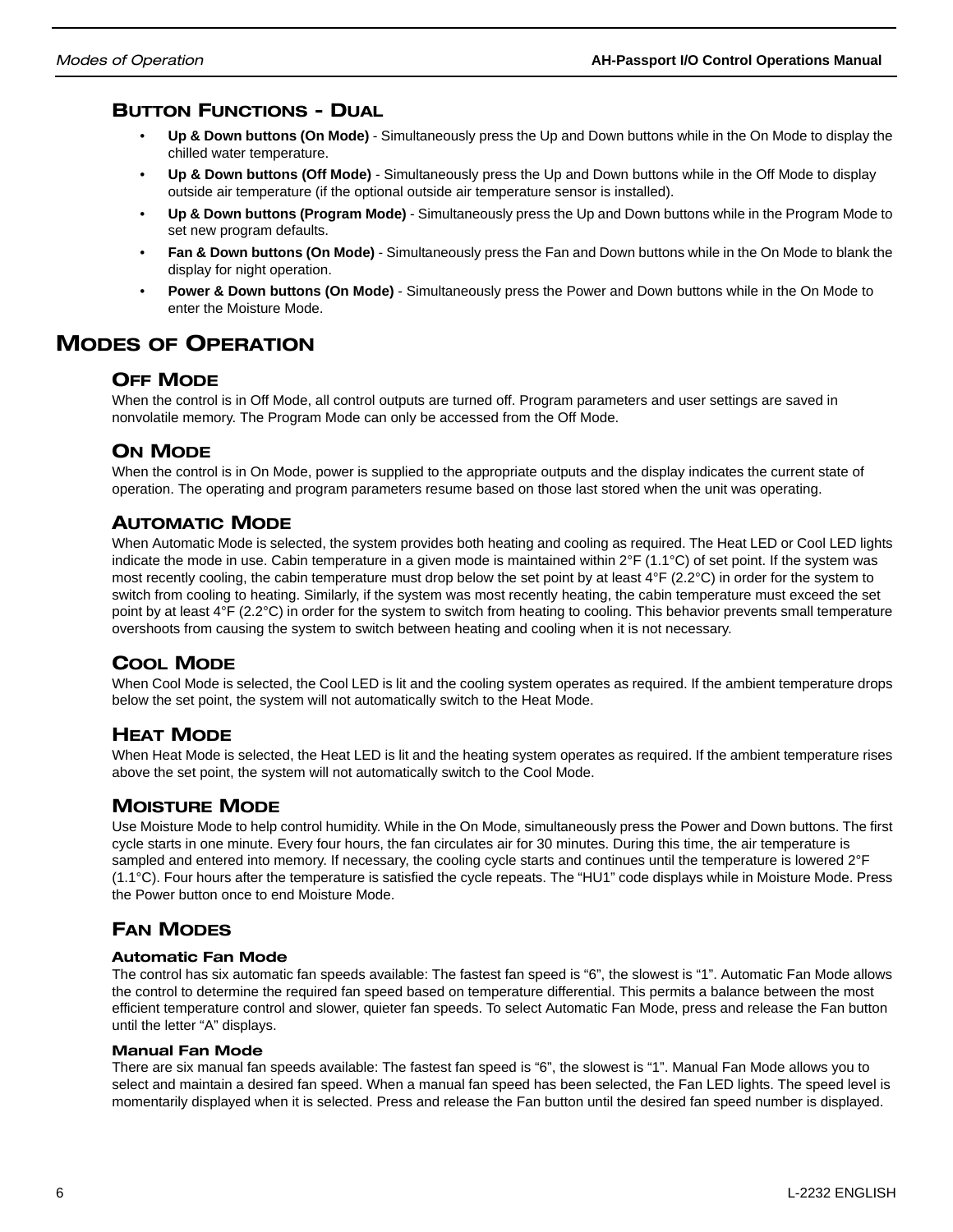### Button Functions - Dual

- **Up & Down buttons (On Mode)** - Simultaneously press the Up and Down buttons while in the On Mode to display the chilled water temperature.
- **Up & Down buttons (Off Mode)** - Simultaneously press the Up and Down buttons while in the Off Mode to display outside air temperature (if the optional outside air temperature sensor is installed).
- **Up & Down buttons (Program Mode)** - Simultaneously press the Up and Down buttons while in the Program Mode to set new program defaults.
- **Fan & Down buttons (On Mode)** - Simultaneously press the Fan and Down buttons while in the On Mode to blank the display for night operation.
- **Power & Down buttons (On Mode)** - Simultaneously press the Power and Down buttons while in the On Mode to enter the Moisture Mode.

## Modes of Operation

### Off Mode

When the control is in Off Mode, all control outputs are turned off. Program parameters and user settings are saved in nonvolatile memory. The Program Mode can only be accessed from the Off Mode.

### On Mode

When the control is in On Mode, power is supplied to the appropriate outputs and the display indicates the current state of operation. The operating and program parameters resume based on those last stored when the unit was operating.

### Automatic Mode

When Automatic Mode is selected, the system provides both heating and cooling as required. The Heat LED or Cool LED lights indicate the mode in use. Cabin temperature in a given mode is maintained within 2°F (1.1°C) of set point. If the system was most recently cooling, the cabin temperature must drop below the set point by at least 4°F (2.2°C) in order for the system to switch from cooling to heating. Similarly, if the system was most recently heating, the cabin temperature must exceed the set point by at least 4°F (2.2°C) in order for the system to switch from heating to cooling. This behavior prevents small temperature overshoots from causing the system to switch between heating and cooling when it is not necessary.

### Cool Mode

When Cool Mode is selected, the Cool LED is lit and the cooling system operates as required. If the ambient temperature drops below the set point, the system will not automatically switch to the Heat Mode.

### Heat Mode

When Heat Mode is selected, the Heat LED is lit and the heating system operates as required. If the ambient temperature rises above the set point, the system will not automatically switch to the Cool Mode.

### Moisture Mode

Use Moisture Mode to help control humidity. While in the On Mode, simultaneously press the Power and Down buttons. The first cycle starts in one minute. Every four hours, the fan circulates air for 30 minutes. During this time, the air temperature is sampled and entered into memory. If necessary, the cooling cycle starts and continues until the temperature is lowered 2°F (1.1°C). Four hours after the temperature is satisfied the cycle repeats. The "HU1" code displays while in Moisture Mode. Press the Power button once to end Moisture Mode.

### Fan Modes

#### Automatic Fan Mode

The control has six automatic fan speeds available: The fastest fan speed is "6", the slowest is "1". Automatic Fan Mode allows the control to determine the required fan speed based on temperature differential. This permits a balance between the most efficient temperature control and slower, quieter fan speeds. To select Automatic Fan Mode, press and release the Fan button until the letter "A" displays.

#### Manual Fan Mode

There are six manual fan speeds available: The fastest fan speed is "6", the slowest is "1". Manual Fan Mode allows you to select and maintain a desired fan speed. When a manual fan speed has been selected, the Fan LED lights. The speed level is momentarily displayed when it is selected. Press and release the Fan button until the desired fan speed number is displayed.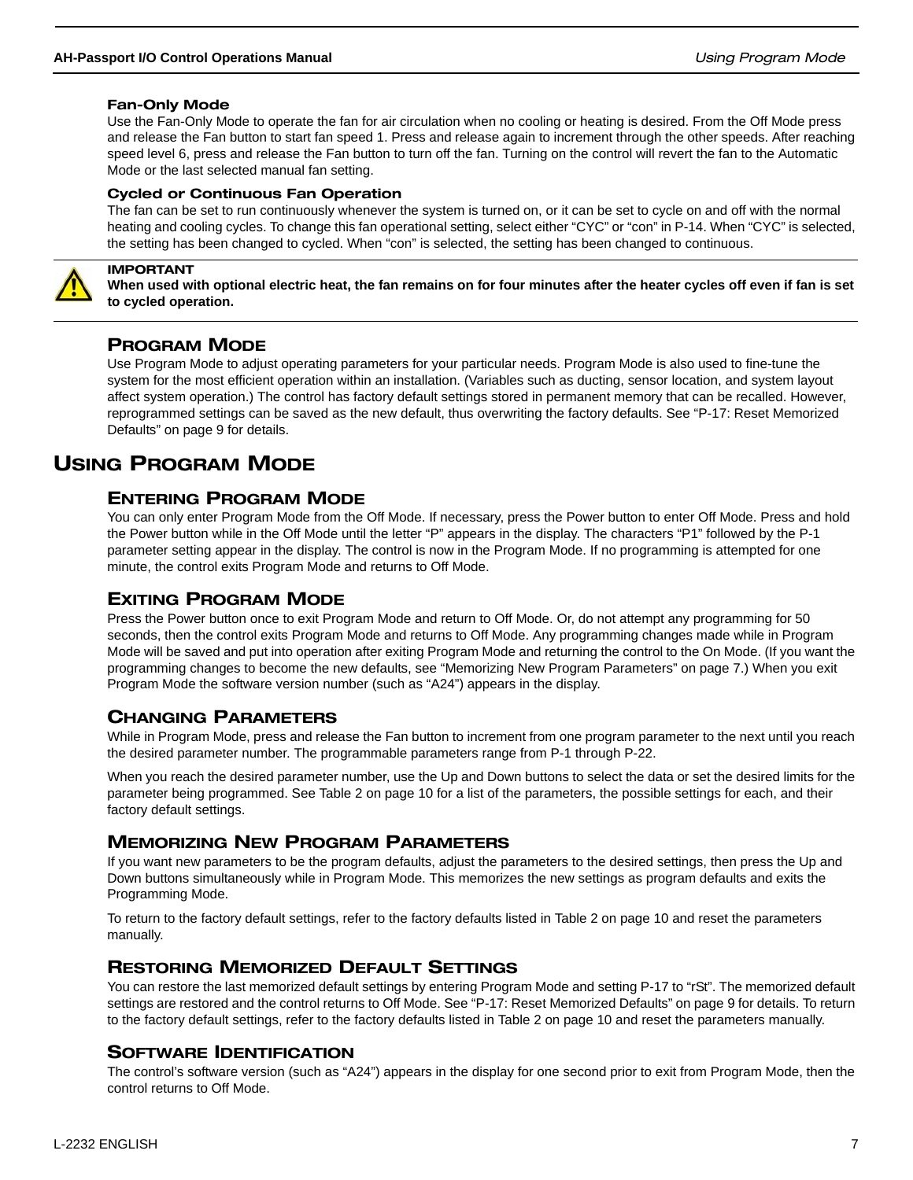#### Fan-Only Mode

Use the Fan-Only Mode to operate the fan for air circulation when no cooling or heating is desired. From the Off Mode press and release the Fan button to start fan speed 1. Press and release again to increment through the other speeds. After reaching speed level 6, press and release the Fan button to turn off the fan. Turning on the control will revert the fan to the Automatic Mode or the last selected manual fan setting.

#### Cycled or Continuous Fan Operation

The fan can be set to run continuously whenever the system is turned on, or it can be set to cycle on and off with the normal heating and cooling cycles. To change this fan operational setting, select either “CYC” or “con” in P-14. When “CYC” is selected, the setting has been changed to cycled. When “con” is selected, the setting has been changed to continuous.

> **IMPORTANT**
> **When used with optional electric heat, the fan remains on for four minutes after the heater cycles off even if fan is set to cycled operation.**

### Program Mode

Use Program Mode to adjust operating parameters for your particular needs. Program Mode is also used to fine-tune the system for the most efficient operation within an installation. (Variables such as ducting, sensor location, and system layout affect system operation.) The control has factory default settings stored in permanent memory that can be recalled. However, reprogrammed settings can be saved as the new default, thus overwriting the factory defaults. See “P-17: Reset Memorized Defaults” on page 9 for details.

## Using Program Mode

### Entering Program Mode

You can only enter Program Mode from the Off Mode. If necessary, press the Power button to enter Off Mode. Press and hold the Power button while in the Off Mode until the letter “P” appears in the display. The characters “P1” followed by the P-1 parameter setting appear in the display. The control is now in the Program Mode. If no programming is attempted for one minute, the control exits Program Mode and returns to Off Mode.

### Exiting Program Mode

Press the Power button once to exit Program Mode and return to Off Mode. Or, do not attempt any programming for 50 seconds, then the control exits Program Mode and returns to Off Mode. Any programming changes made while in Program Mode will be saved and put into operation after exiting Program Mode and returning the control to the On Mode. (If you want the programming changes to become the new defaults, see “Memorizing New Program Parameters” on page 7.) When you exit Program Mode the software version number (such as “A24”) appears in the display.

### Changing Parameters

While in Program Mode, press and release the Fan button to increment from one program parameter to the next until you reach the desired parameter number. The programmable parameters range from P-1 through P-22.

When you reach the desired parameter number, use the Up and Down buttons to select the data or set the desired limits for the parameter being programmed. See Table 2 on page 10 for a list of the parameters, the possible settings for each, and their factory default settings.

### Memorizing New Program Parameters

If you want new parameters to be the program defaults, adjust the parameters to the desired settings, then press the Up and Down buttons simultaneously while in Program Mode. This memorizes the new settings as program defaults and exits the Programming Mode.

To return to the factory default settings, refer to the factory defaults listed in Table 2 on page 10 and reset the parameters manually.

### Restoring Memorized Default Settings

You can restore the last memorized default settings by entering Program Mode and setting P-17 to “rSt”. The memorized default settings are restored and the control returns to Off Mode. See “P-17: Reset Memorized Defaults” on page 9 for details. To return to the factory default settings, refer to the factory defaults listed in Table 2 on page 10 and reset the parameters manually.

### Software Identification

The control’s software version (such as “A24”) appears in the display for one second prior to exit from Program Mode, then the control returns to Off Mode.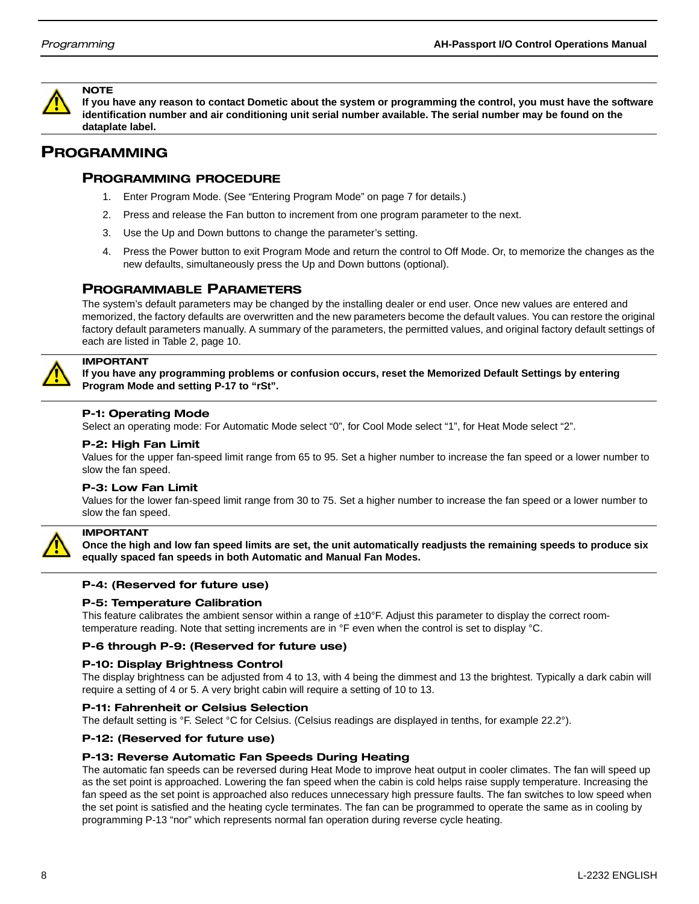> **NOTE**
> **If you have any reason to contact Dometic about the system or programming the control, you must have the software identification number and air conditioning unit serial number available. The serial number may be found on the dataplate label.**

# PROGRAMMING

## PROGRAMMING PROCEDURE

1. Enter Program Mode. (See "Entering Program Mode" on page 7 for details.)
2. Press and release the Fan button to increment from one program parameter to the next.
3. Use the Up and Down buttons to change the parameter's setting.
4. Press the Power button to exit Program Mode and return the control to Off Mode. Or, to memorize the changes as the new defaults, simultaneously press the Up and Down buttons (optional).

## PROGRAMMABLE PARAMETERS

The system's default parameters may be changed by the installing dealer or end user. Once new values are entered and memorized, the factory defaults are overwritten and the new parameters become the default values. You can restore the original factory default parameters manually. A summary of the parameters, the permitted values, and original factory default settings of each are listed in Table 2, page 10.

> **IMPORTANT**
> **If you have any programming problems or confusion occurs, reset the Memorized Default Settings by entering Program Mode and setting P-17 to "rSt".**

### P-1: Operating Mode

Select an operating mode: For Automatic Mode select "0", for Cool Mode select "1", for Heat Mode select "2".

### P-2: High Fan Limit

Values for the upper fan-speed limit range from 65 to 95. Set a higher number to increase the fan speed or a lower number to slow the fan speed.

### P-3: Low Fan Limit

Values for the lower fan-speed limit range from 30 to 75. Set a higher number to increase the fan speed or a lower number to slow the fan speed.

> **IMPORTANT**
> **Once the high and low fan speed limits are set, the unit automatically readjusts the remaining speeds to produce six equally spaced fan speeds in both Automatic and Manual Fan Modes.**

### P-4: (Reserved for future use)

### P-5: Temperature Calibration

This feature calibrates the ambient sensor within a range of ±10°F. Adjust this parameter to display the correct room-temperature reading. Note that setting increments are in °F even when the control is set to display °C.

### P-6 through P-9: (Reserved for future use)

### P-10: Display Brightness Control

The display brightness can be adjusted from 4 to 13, with 4 being the dimmest and 13 the brightest. Typically a dark cabin will require a setting of 4 or 5. A very bright cabin will require a setting of 10 to 13.

### P-11: Fahrenheit or Celsius Selection

The default setting is °F. Select °C for Celsius. (Celsius readings are displayed in tenths, for example 22.2°).

### P-12: (Reserved for future use)

### P-13: Reverse Automatic Fan Speeds During Heating

The automatic fan speeds can be reversed during Heat Mode to improve heat output in cooler climates. The fan will speed up as the set point is approached. Lowering the fan speed when the cabin is cold helps raise supply temperature. Increasing the fan speed as the set point is approached also reduces unnecessary high pressure faults. The fan switches to low speed when the set point is satisfied and the heating cycle terminates. The fan can be programmed to operate the same as in cooling by programming P-13 "nor" which represents normal fan operation during reverse cycle heating.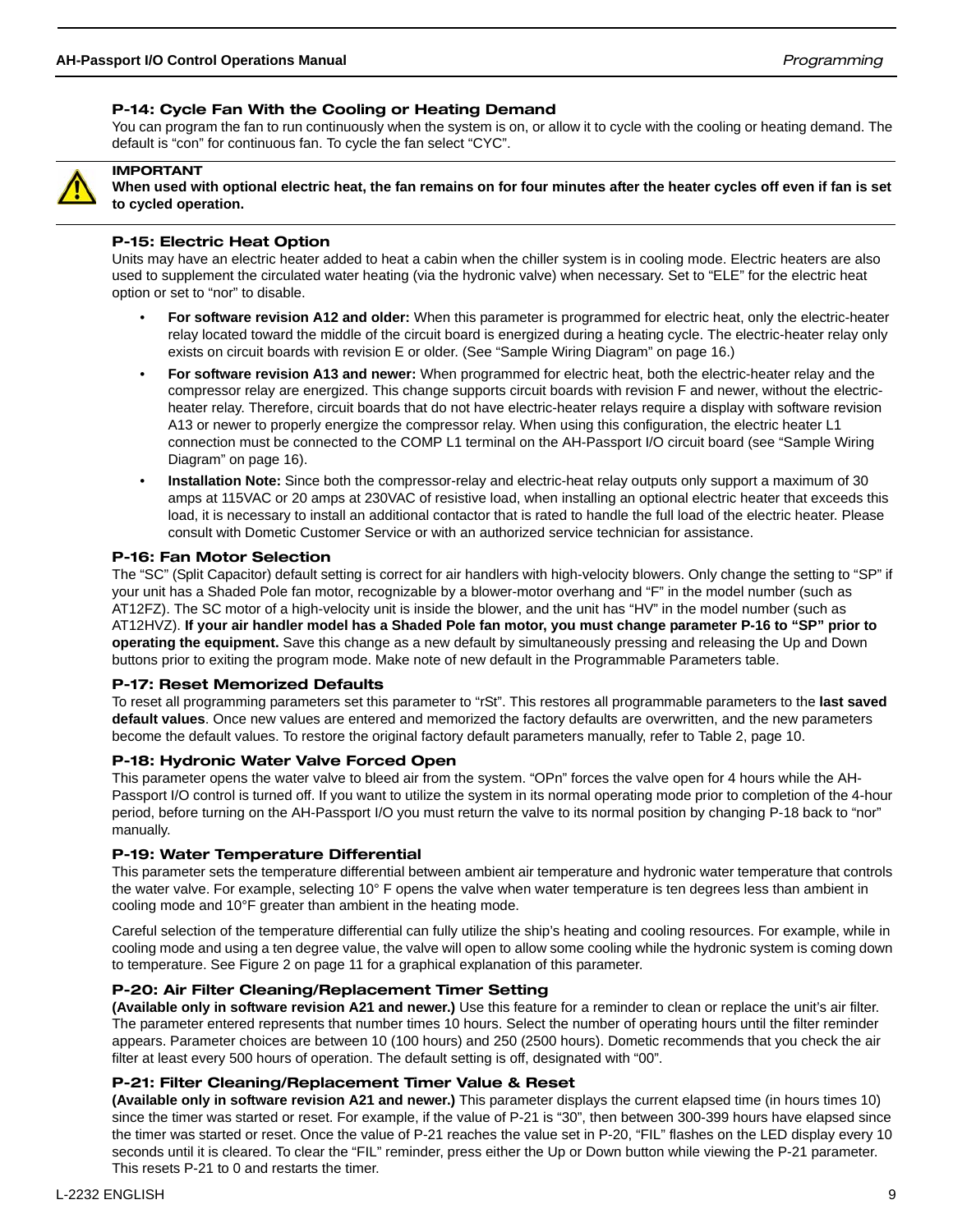### P-14: Cycle Fan With the Cooling or Heating Demand

You can program the fan to run continuously when the system is on, or allow it to cycle with the cooling or heating demand. The default is “con” for continuous fan. To cycle the fan select “CYC”.

> **IMPORTANT**
> **When used with optional electric heat, the fan remains on for four minutes after the heater cycles off even if fan is set to cycled operation.**

### P-15: Electric Heat Option

Units may have an electric heater added to heat a cabin when the chiller system is in cooling mode. Electric heaters are also used to supplement the circulated water heating (via the hydronic valve) when necessary. Set to “ELE” for the electric heat option or set to “nor” to disable.

- **For software revision A12 and older:** When this parameter is programmed for electric heat, only the electric-heater relay located toward the middle of the circuit board is energized during a heating cycle. The electric-heater relay only exists on circuit boards with revision E or older. (See “Sample Wiring Diagram” on page 16.)
- **For software revision A13 and newer:** When programmed for electric heat, both the electric-heater relay and the compressor relay are energized. This change supports circuit boards with revision F and newer, without the electric-heater relay. Therefore, circuit boards that do not have electric-heater relays require a display with software revision A13 or newer to properly energize the compressor relay. When using this configuration, the electric heater L1 connection must be connected to the COMP L1 terminal on the AH-Passport I/O circuit board (see “Sample Wiring Diagram” on page 16).
- **Installation Note:** Since both the compressor-relay and electric-heat relay outputs only support a maximum of 30 amps at 115VAC or 20 amps at 230VAC of resistive load, when installing an optional electric heater that exceeds this load, it is necessary to install an additional contactor that is rated to handle the full load of the electric heater. Please consult with Dometic Customer Service or with an authorized service technician for assistance.

### P-16: Fan Motor Selection

The “SC” (Split Capacitor) default setting is correct for air handlers with high-velocity blowers. Only change the setting to “SP” if your unit has a Shaded Pole fan motor, recognizable by a blower-motor overhang and “F” in the model number (such as AT12FZ). The SC motor of a high-velocity unit is inside the blower, and the unit has “HV” in the model number (such as AT12HVZ). **If your air handler model has a Shaded Pole fan motor, you must change parameter P-16 to “SP” prior to operating the equipment.** Save this change as a new default by simultaneously pressing and releasing the Up and Down buttons prior to exiting the program mode. Make note of new default in the Programmable Parameters table.

### P-17: Reset Memorized Defaults

To reset all programming parameters set this parameter to “rSt”. This restores all programmable parameters to the **last saved default values**. Once new values are entered and memorized the factory defaults are overwritten, and the new parameters become the default values. To restore the original factory default parameters manually, refer to Table 2, page 10.

### P-18: Hydronic Water Valve Forced Open

This parameter opens the water valve to bleed air from the system. “OPn” forces the valve open for 4 hours while the AH-Passport I/O control is turned off. If you want to utilize the system in its normal operating mode prior to completion of the 4-hour period, before turning on the AH-Passport I/O you must return the valve to its normal position by changing P-18 back to “nor” manually.

### P-19: Water Temperature Differential

This parameter sets the temperature differential between ambient air temperature and hydronic water temperature that controls the water valve. For example, selecting 10° F opens the valve when water temperature is ten degrees less than ambient in cooling mode and 10°F greater than ambient in the heating mode.

Careful selection of the temperature differential can fully utilize the ship’s heating and cooling resources. For example, while in cooling mode and using a ten degree value, the valve will open to allow some cooling while the hydronic system is coming down to temperature. See Figure 2 on page 11 for a graphical explanation of this parameter.

### P-20: Air Filter Cleaning/Replacement Timer Setting

**(Available only in software revision A21 and newer.)** Use this feature for a reminder to clean or replace the unit’s air filter. The parameter entered represents that number times 10 hours. Select the number of operating hours until the filter reminder appears. Parameter choices are between 10 (100 hours) and 250 (2500 hours). Dometic recommends that you check the air filter at least every 500 hours of operation. The default setting is off, designated with “00”.

### P-21: Filter Cleaning/Replacement Timer Value & Reset

**(Available only in software revision A21 and newer.)** This parameter displays the current elapsed time (in hours times 10) since the timer was started or reset. For example, if the value of P-21 is “30”, then between 300-399 hours have elapsed since the timer was started or reset. Once the value of P-21 reaches the value set in P-20, “FIL” flashes on the LED display every 10 seconds until it is cleared. To clear the “FIL” reminder, press either the Up or Down button while viewing the P-21 parameter. This resets P-21 to 0 and restarts the timer.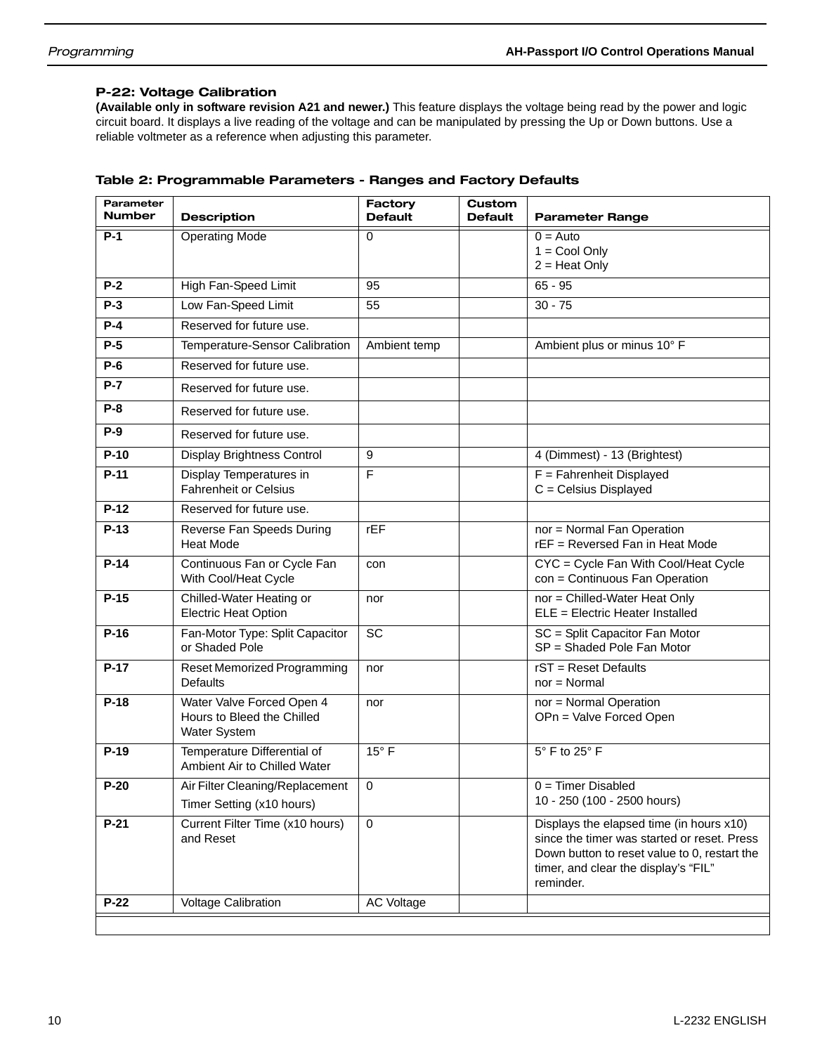### P-22: Voltage Calibration

**(Available only in software revision A21 and newer.)** This feature displays the voltage being read by the power and logic circuit board. It displays a live reading of the voltage and can be manipulated by pressing the Up or Down buttons. Use a reliable voltmeter as a reference when adjusting this parameter.

**Table 2: Programmable Parameters - Ranges and Factory Defaults**

| Parameter Number | Description | Factory Default | Custom Default | Parameter Range |
|---|---|---|---|---|
| **P-1** | Operating Mode | 0 | | 0 = Auto<br>1 = Cool Only<br>2 = Heat Only |
| **P-2** | High Fan-Speed Limit | 95 | | 65 - 95 |
| **P-3** | Low Fan-Speed Limit | 55 | | 30 - 75 |
| **P-4** | Reserved for future use. | | | |
| **P-5** | Temperature-Sensor Calibration | Ambient temp | | Ambient plus or minus 10° F |
| **P-6** | Reserved for future use. | | | |
| **P-7** | Reserved for future use. | | | |
| **P-8** | Reserved for future use. | | | |
| **P-9** | Reserved for future use. | | | |
| **P-10** | Display Brightness Control | 9 | | 4 (Dimmest) - 13 (Brightest) |
| **P-11** | Display Temperatures in Fahrenheit or Celsius | F | | F = Fahrenheit Displayed<br>C = Celsius Displayed |
| **P-12** | Reserved for future use. | | | |
| **P-13** | Reverse Fan Speeds During Heat Mode | rEF | | nor = Normal Fan Operation<br>rEF = Reversed Fan in Heat Mode |
| **P-14** | Continuous Fan or Cycle Fan With Cool/Heat Cycle | con | | CYC = Cycle Fan With Cool/Heat Cycle<br>con = Continuous Fan Operation |
| **P-15** | Chilled-Water Heating or Electric Heat Option | nor | | nor = Chilled-Water Heat Only<br>ELE = Electric Heater Installed |
| **P-16** | Fan-Motor Type: Split Capacitor or Shaded Pole | SC | | SC = Split Capacitor Fan Motor<br>SP = Shaded Pole Fan Motor |
| **P-17** | Reset Memorized Programming Defaults | nor | | rST = Reset Defaults<br>nor = Normal |
| **P-18** | Water Valve Forced Open 4 Hours to Bleed the Chilled Water System | nor | | nor = Normal Operation<br>OPn = Valve Forced Open |
| **P-19** | Temperature Differential of Ambient Air to Chilled Water | 15° F | | 5° F to 25° F |
| **P-20** | Air Filter Cleaning/Replacement Timer Setting (x10 hours) | 0 | | 0 = Timer Disabled<br>10 - 250 (100 - 2500 hours) |
| **P-21** | Current Filter Time (x10 hours) and Reset | 0 | | Displays the elapsed time (in hours x10) since the timer was started or reset. Press Down button to reset value to 0, restart the timer, and clear the display's "FIL" reminder. |
| **P-22** | Voltage Calibration | AC Voltage | | |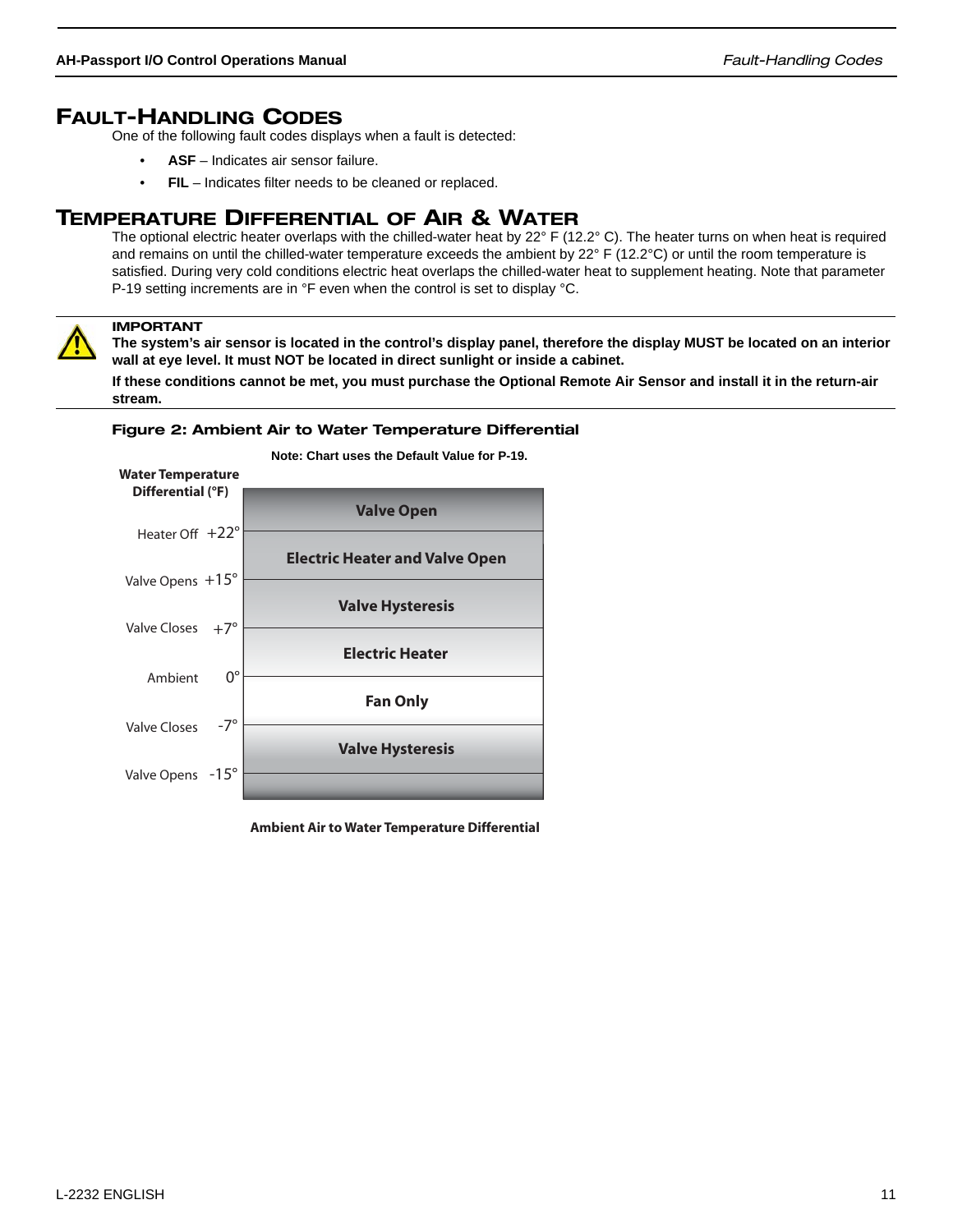# Fault-Handling Codes

One of the following fault codes displays when a fault is detected:

- **ASF** – Indicates air sensor failure.
- **FIL** – Indicates filter needs to be cleaned or replaced.

# Temperature Differential of Air & Water

The optional electric heater overlaps with the chilled-water heat by 22° F (12.2° C). The heater turns on when heat is required and remains on until the chilled-water temperature exceeds the ambient by 22° F (12.2°C) or until the room temperature is satisfied. During very cold conditions electric heat overlaps the chilled-water heat to supplement heating. Note that parameter P-19 setting increments are in °F even when the control is set to display °C.

**IMPORTANT**

**The system's air sensor is located in the control's display panel, therefore the display MUST be located on an interior wall at eye level. It must NOT be located in direct sunlight or inside a cabinet.**

**If these conditions cannot be met, you must purchase the Optional Remote Air Sensor and install it in the return-air stream.**

**Figure 2: Ambient Air to Water Temperature Differential**

**Note: Chart uses the Default Value for P-19.**

| Water Temperature Differential (°F) | | Mode |
|---|---|---|
| | | Valve Open |
| Heater Off | +22° | |
| | | Electric Heater and Valve Open |
| Valve Opens | +15° | |
| | | Valve Hysteresis |
| Valve Closes | +7° | |
| | | Electric Heater |
| Ambient | 0° | |
| | | Fan Only |
| Valve Closes | -7° | |
| | | Valve Hysteresis |
| Valve Opens | -15° | |

**Ambient Air to Water Temperature Differential**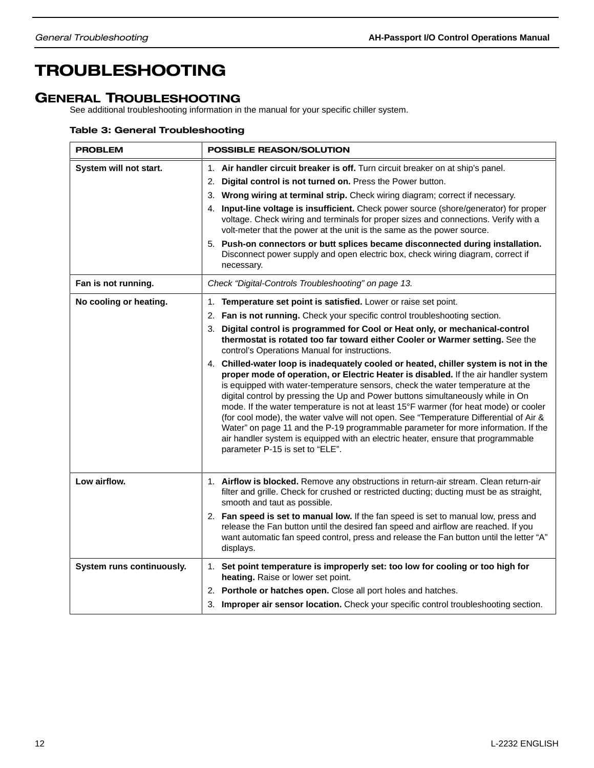# TROUBLESHOOTING

## GENERAL TROUBLESHOOTING

See additional troubleshooting information in the manual for your specific chiller system.

**Table 3: General Troubleshooting**

| PROBLEM | POSSIBLE REASON/SOLUTION |
|---|---|
| **System will not start.** | 1. **Air handler circuit breaker is off.** Turn circuit breaker on at ship's panel.<br>2. **Digital control is not turned on.** Press the Power button.<br>3. **Wrong wiring at terminal strip.** Check wiring diagram; correct if necessary.<br>4. **Input-line voltage is insufficient.** Check power source (shore/generator) for proper voltage. Check wiring and terminals for proper sizes and connections. Verify with a volt-meter that the power at the unit is the same as the power source.<br>5. **Push-on connectors or butt splices became disconnected during installation.** Disconnect power supply and open electric box, check wiring diagram, correct if necessary. |
| **Fan is not running.** | *Check "Digital-Controls Troubleshooting" on page 13.* |
| **No cooling or heating.** | 1. **Temperature set point is satisfied.** Lower or raise set point.<br>2. **Fan is not running.** Check your specific control troubleshooting section.<br>3. **Digital control is programmed for Cool or Heat only, or mechanical-control thermostat is rotated too far toward either Cooler or Warmer setting.** See the control's Operations Manual for instructions.<br>4. **Chilled-water loop is inadequately cooled or heated, chiller system is not in the proper mode of operation, or Electric Heater is disabled.** If the air handler system is equipped with water-temperature sensors, check the water temperature at the digital control by pressing the Up and Power buttons simultaneously while in On mode. If the water temperature is not at least 15°F warmer (for heat mode) or cooler (for cool mode), the water valve will not open. See "Temperature Differential of Air & Water" on page 11 and the P-19 programmable parameter for more information. If the air handler system is equipped with an electric heater, ensure that programmable parameter P-15 is set to "ELE". |
| **Low airflow.** | 1. **Airflow is blocked.** Remove any obstructions in return-air stream. Clean return-air filter and grille. Check for crushed or restricted ducting; ducting must be as straight, smooth and taut as possible.<br>2. **Fan speed is set to manual low.** If the fan speed is set to manual low, press and release the Fan button until the desired fan speed and airflow are reached. If you want automatic fan speed control, press and release the Fan button until the letter "A" displays. |
| **System runs continuously.** | 1. **Set point temperature is improperly set: too low for cooling or too high for heating.** Raise or lower set point.<br>2. **Porthole or hatches open.** Close all port holes and hatches.<br>3. **Improper air sensor location.** Check your specific control troubleshooting section. |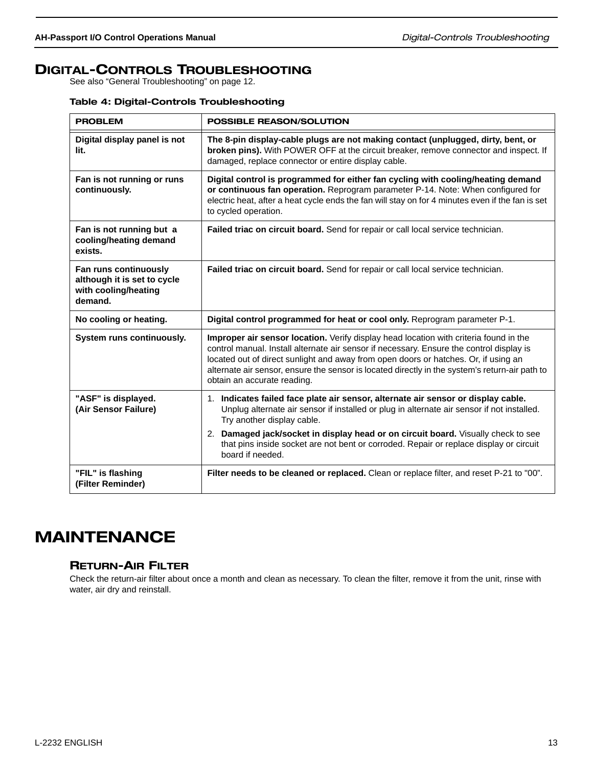# DIGITAL-CONTROLS TROUBLESHOOTING

See also “General Troubleshooting” on page 12.

**Table 4: Digital-Controls Troubleshooting**

| PROBLEM | POSSIBLE REASON/SOLUTION |
|---|---|
| **Digital display panel is not lit.** | **The 8-pin display-cable plugs are not making contact (unplugged, dirty, bent, or broken pins).** With POWER OFF at the circuit breaker, remove connector and inspect. If damaged, replace connector or entire display cable. |
| **Fan is not running or runs continuously.** | **Digital control is programmed for either fan cycling with cooling/heating demand or continuous fan operation.** Reprogram parameter P-14. Note: When configured for electric heat, after a heat cycle ends the fan will stay on for 4 minutes even if the fan is set to cycled operation. |
| **Fan is not running but a cooling/heating demand exists.** | **Failed triac on circuit board.** Send for repair or call local service technician. |
| **Fan runs continuously although it is set to cycle with cooling/heating demand.** | **Failed triac on circuit board.** Send for repair or call local service technician. |
| **No cooling or heating.** | **Digital control programmed for heat or cool only.** Reprogram parameter P-1. |
| **System runs continuously.** | **Improper air sensor location.** Verify display head location with criteria found in the control manual. Install alternate air sensor if necessary. Ensure the control display is located out of direct sunlight and away from open doors or hatches. Or, if using an alternate air sensor, ensure the sensor is located directly in the system’s return-air path to obtain an accurate reading. |
| **"ASF" is displayed. (Air Sensor Failure)** | 1. **Indicates failed face plate air sensor, alternate air sensor or display cable.** Unplug alternate air sensor if installed or plug in alternate air sensor if not installed. Try another display cable. 2. **Damaged jack/socket in display head or on circuit board.** Visually check to see that pins inside socket are not bent or corroded. Repair or replace display or circuit board if needed. |
| **"FIL" is flashing (Filter Reminder)** | **Filter needs to be cleaned or replaced.** Clean or replace filter, and reset P-21 to "00”. |

# MAINTENANCE

## RETURN-AIR FILTER

Check the return-air filter about once a month and clean as necessary. To clean the filter, remove it from the unit, rinse with water, air dry and reinstall.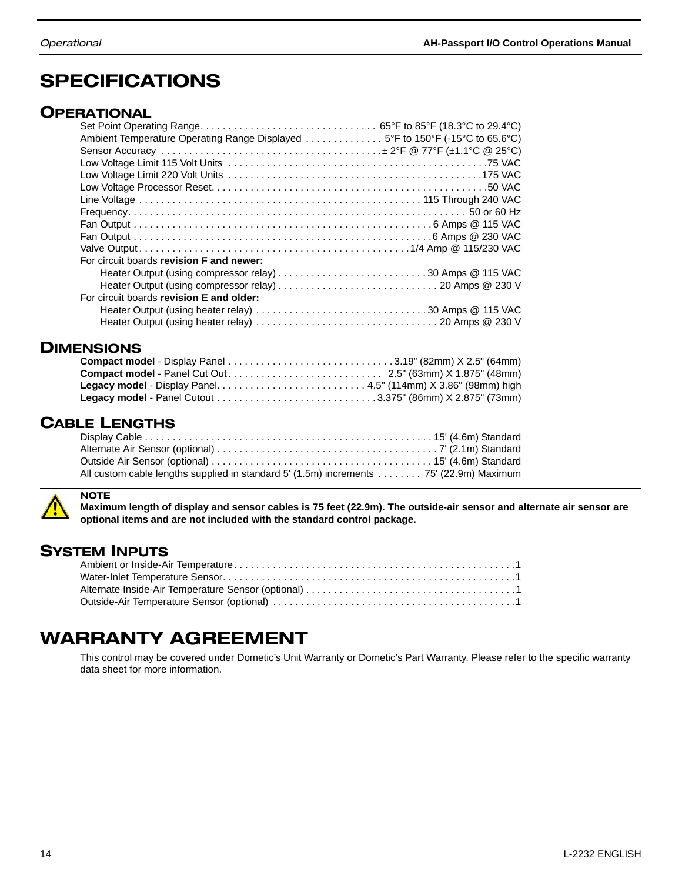# SPECIFICATIONS

## OPERATIONAL

Set Point Operating Range. . . . . . . . . . . . . . . . . . . . . . . . . . . . . . . 65°F to 85°F (18.3°C to 29.4°C)
Ambient Temperature Operating Range Displayed . . . . . . . . . . . . . 5°F to 150°F (-15°C to 65.6°C)
Sensor Accuracy . . . . . . . . . . . . . . . . . . . . . . . . . . . . . . . . . . . . . . .± 2°F @ 77°F (±1.1°C @ 25°C)
Low Voltage Limit 115 Volt Units . . . . . . . . . . . . . . . . . . . . . . . . . . . . . . . . . . . . . . . . . . . . . .75 VAC
Low Voltage Limit 220 Volt Units . . . . . . . . . . . . . . . . . . . . . . . . . . . . . . . . . . . . . . . . . . . . .175 VAC
Low Voltage Processor Reset. . . . . . . . . . . . . . . . . . . . . . . . . . . . . . . . . . . . . . . . . . . . . . . . .50 VAC
Line Voltage . . . . . . . . . . . . . . . . . . . . . . . . . . . . . . . . . . . . . . . . . . . . . . . . . . 115 Through 240 VAC
Frequency. . . . . . . . . . . . . . . . . . . . . . . . . . . . . . . . . . . . . . . . . . . . . . . . . . . . . . . . . . . 50 or 60 Hz
Fan Output . . . . . . . . . . . . . . . . . . . . . . . . . . . . . . . . . . . . . . . . . . . . . . . . . . . . . .6 Amps @ 115 VAC
Fan Output . . . . . . . . . . . . . . . . . . . . . . . . . . . . . . . . . . . . . . . . . . . . . . . . . . . . . .6 Amps @ 230 VAC
Valve Output . . . . . . . . . . . . . . . . . . . . . . . . . . . . . . . . . . . . . . . . . . . . . . . . . .1/4 Amp @ 115/230 VAC

For circuit boards **revision F and newer:**

- Heater Output (using compressor relay) . . . . . . . . . . . . . . . . . . . . . . . . . . .30 Amps @ 115 VAC
- Heater Output (using compressor relay) . . . . . . . . . . . . . . . . . . . . . . . . . . . . . 20 Amps @ 230 V

For circuit boards **revision E and older:**

- Heater Output (using heater relay) . . . . . . . . . . . . . . . . . . . . . . . . . . . . . . .30 Amps @ 115 VAC
- Heater Output (using heater relay) . . . . . . . . . . . . . . . . . . . . . . . . . . . . . . . . . 20 Amps @ 230 V

## DIMENSIONS

**Compact model** - Display Panel . . . . . . . . . . . . . . . . . . . . . . . . . . . . . .3.19" (82mm) X 2.5" (64mm)
**Compact model** - Panel Cut Out . . . . . . . . . . . . . . . . . . . . . . . . . . . . 2.5" (63mm) X 1.875" (48mm)
**Legacy model** - Display Panel. . . . . . . . . . . . . . . . . . . . . . . . . . . 4.5" (114mm) X 3.86" (98mm) high
**Legacy model** - Panel Cutout . . . . . . . . . . . . . . . . . . . . . . . . . . . . .3.375" (86mm) X 2.875" (73mm)

## CABLE LENGTHS

Display Cable . . . . . . . . . . . . . . . . . . . . . . . . . . . . . . . . . . . . . . . . . . . . . . . . . . . 15' (4.6m) Standard
Alternate Air Sensor (optional) . . . . . . . . . . . . . . . . . . . . . . . . . . . . . . . . . . . . . . . . 7' (2.1m) Standard
Outside Air Sensor (optional) . . . . . . . . . . . . . . . . . . . . . . . . . . . . . . . . . . . . . . . . 15' (4.6m) Standard
All custom cable lengths supplied in standard 5' (1.5m) increments . . . . . . . . 75' (22.9m) Maximum

**NOTE**
**Maximum length of display and sensor cables is 75 feet (22.9m). The outside-air sensor and alternate air sensor are optional items and are not included with the standard control package.**

## SYSTEM INPUTS

Ambient or Inside-Air Temperature. . . . . . . . . . . . . . . . . . . . . . . . . . . . . . . . . . . . . . . . . . . . . . . . . .1
Water-Inlet Temperature Sensor. . . . . . . . . . . . . . . . . . . . . . . . . . . . . . . . . . . . . . . . . . . . . . . . . . . .1
Alternate Inside-Air Temperature Sensor (optional) . . . . . . . . . . . . . . . . . . . . . . . . . . . . . . . . . . . . . .1
Outside-Air Temperature Sensor (optional) . . . . . . . . . . . . . . . . . . . . . . . . . . . . . . . . . . . . . . . . . . .1

# WARRANTY AGREEMENT

This control may be covered under Dometic's Unit Warranty or Dometic's Part Warranty. Please refer to the specific warranty data sheet for more information.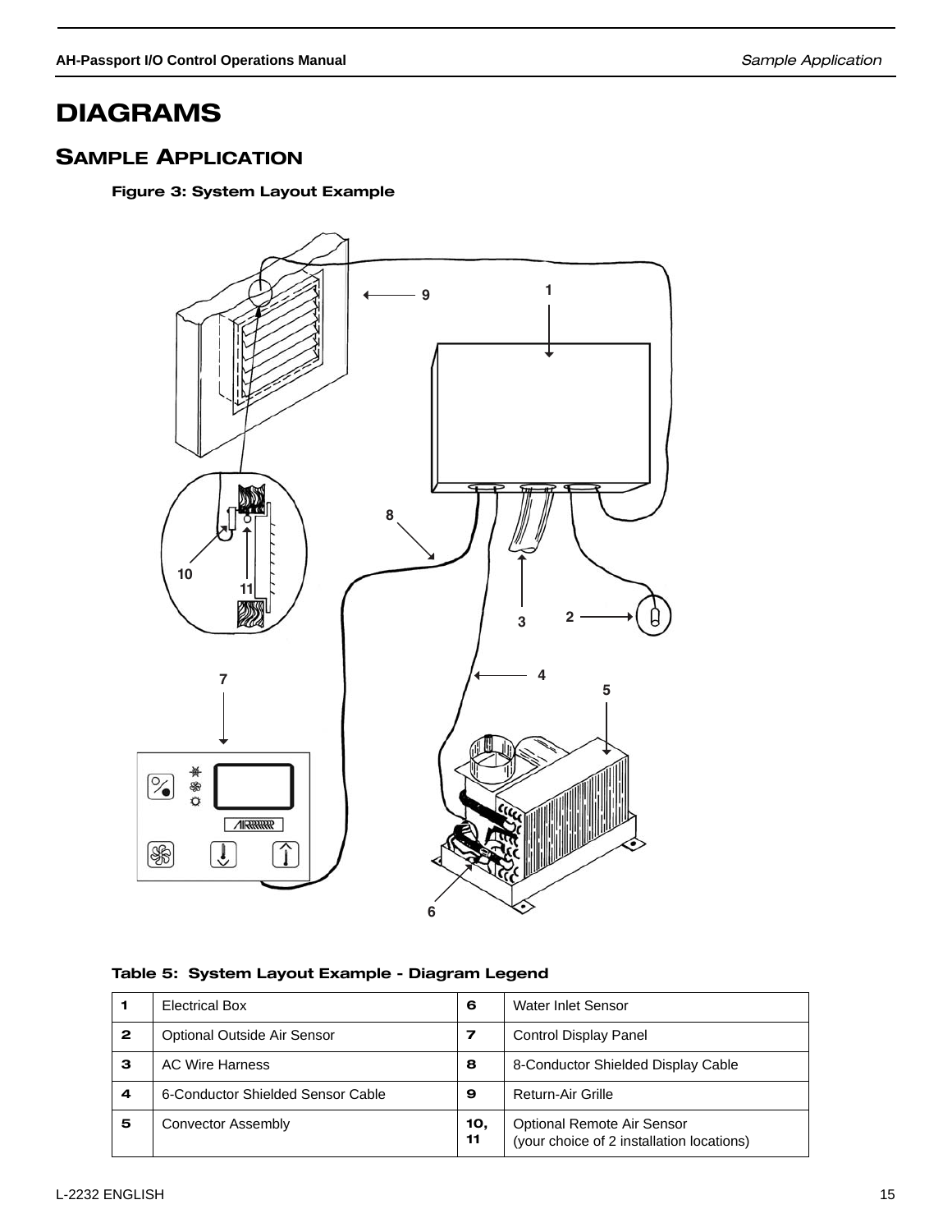# DIAGRAMS

## SAMPLE APPLICATION

**Figure 3: System Layout Example**

**Table 5: System Layout Example - Diagram Legend**

| | | | |
|---|---|---|---|
| **1** | Electrical Box | **6** | Water Inlet Sensor |
| **2** | Optional Outside Air Sensor | **7** | Control Display Panel |
| **3** | AC Wire Harness | **8** | 8-Conductor Shielded Display Cable |
| **4** | 6-Conductor Shielded Sensor Cable | **9** | Return-Air Grille |
| **5** | Convector Assembly | **10, 11** | Optional Remote Air Sensor<br>(your choice of 2 installation locations) |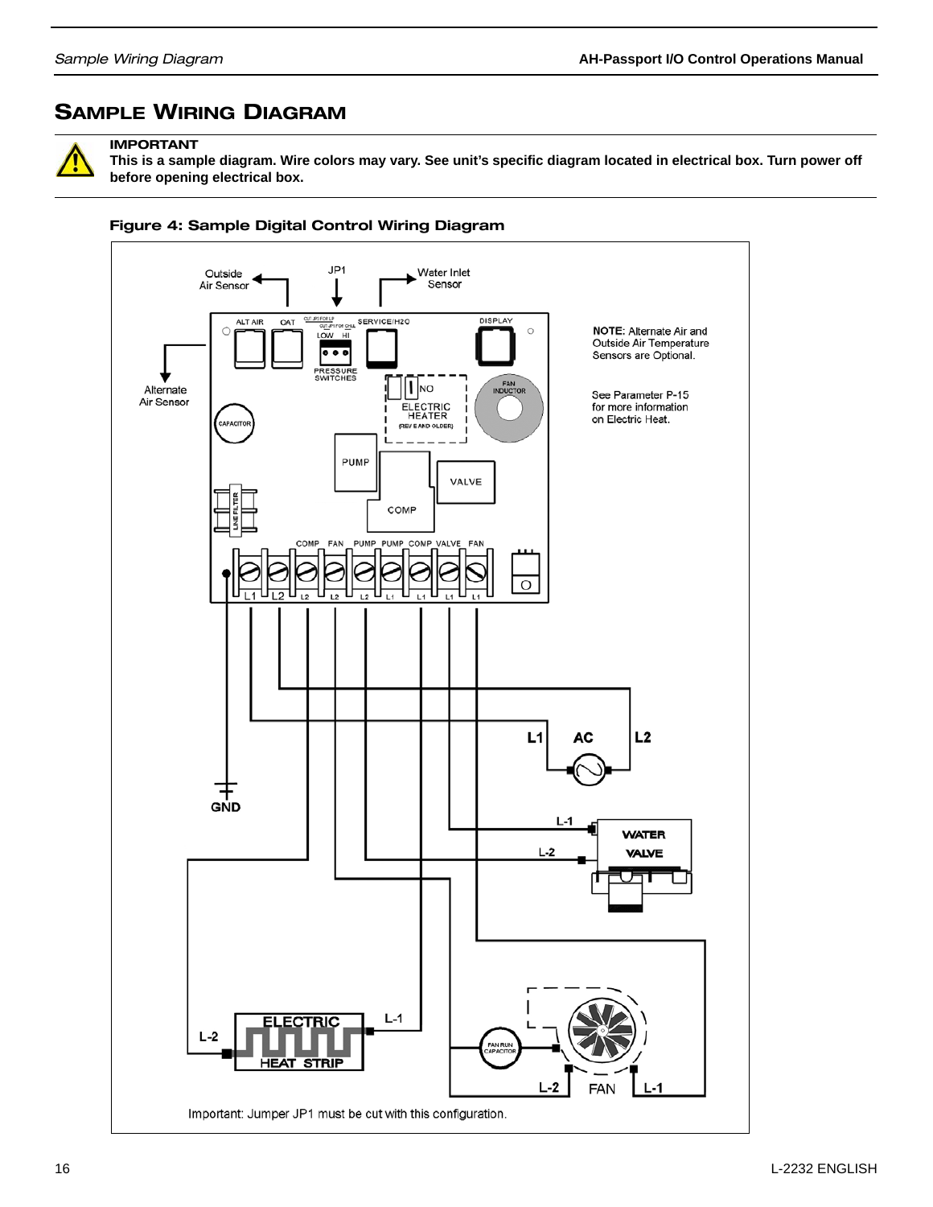# Sample Wiring Diagram

> **IMPORTANT**
> **This is a sample diagram. Wire colors may vary. See unit's specific diagram located in electrical box. Turn power off before opening electrical box.**

**Figure 4: Sample Digital Control Wiring Diagram**

Outside Air Sensor

JP1

Water Inlet Sensor

Alternate Air Sensor

ALT AIR   OAT   LOW   HI   PRESSURE SWITCHES   SERVICE/H2O   DISPLAY

NO   ELECTRIC HEATER (REV E AND OLDER)

FAN INDUCTOR

CAPACITOR

PUMP   VALVE   COMP

LINE FILTER

COMP   FAN   PUMP   PUMP   COMP   VALVE   FAN

L1   L2   L2   L2   L2   L1   L1   L1   L1

**NOTE:** Alternate Air and Outside Air Temperature Sensors are Optional.

See Parameter P-15 for more information on Electric Heat.

**L1**   **AC**   **L2**

**GND**

L-1   L-2   **WATER VALVE**

**ELECTRIC HEAT STRIP**   L-1   L-2

FAN RUN CAPACITOR

L-2   FAN   L-1

Important: Jumper JP1 must be cut with this configuration.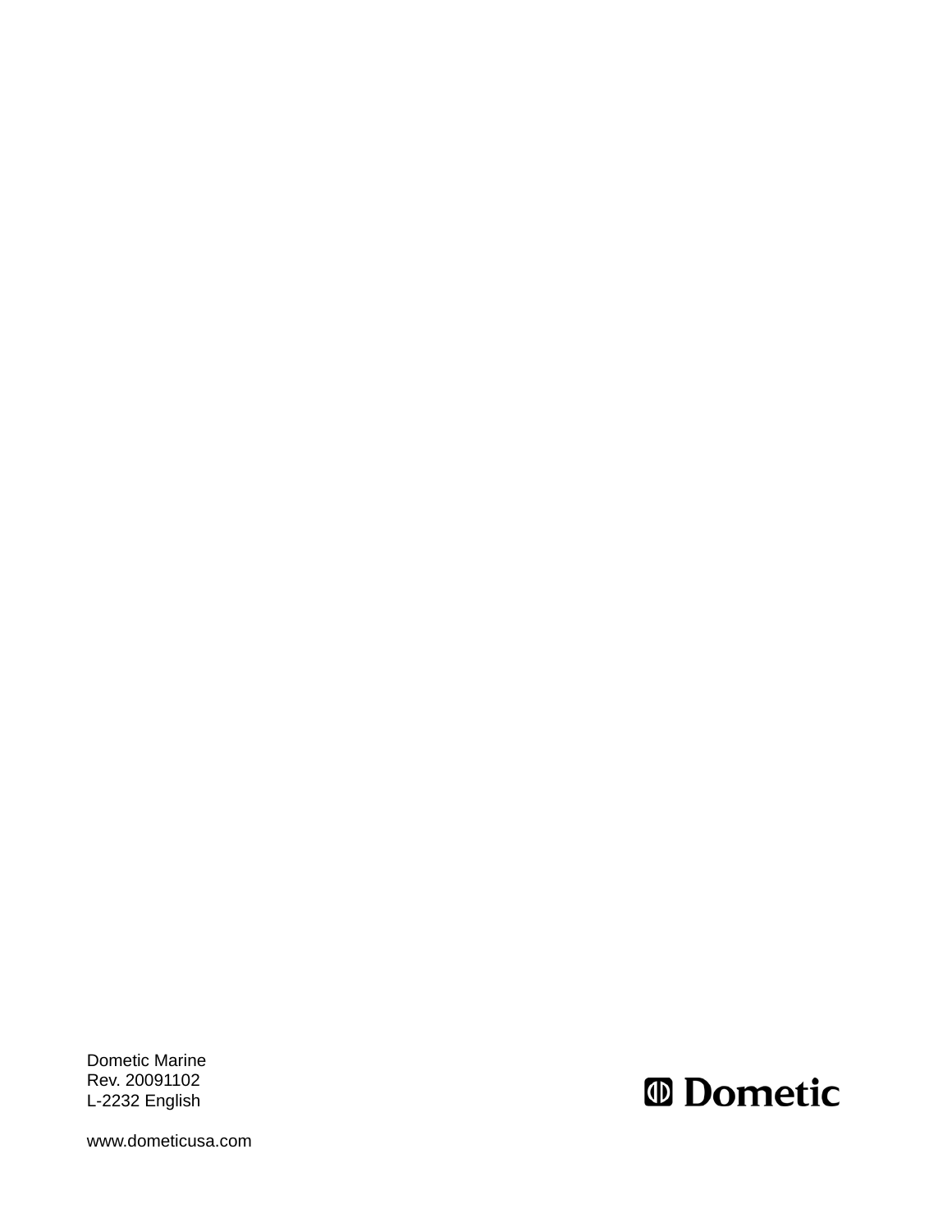Dometic Marine
Rev. 20091102
L-2232 English

www.dometicusa.com

Dometic